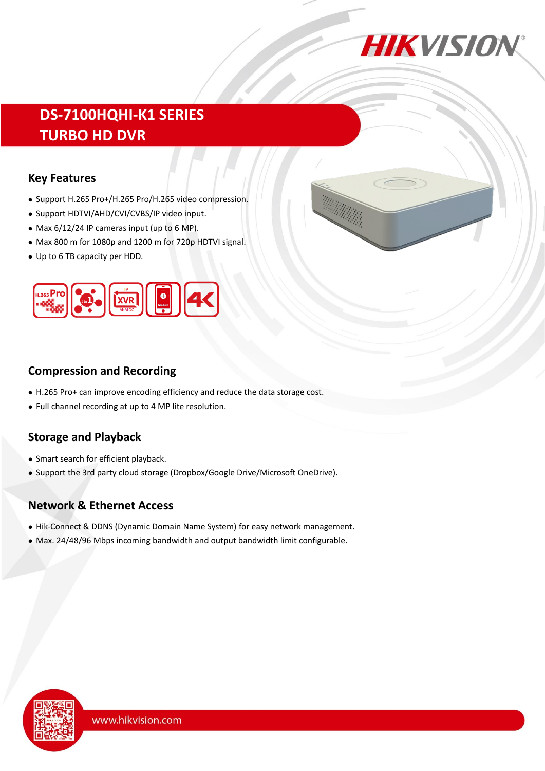# DS-7100HQHI-K1 SERIES
# TURBO HD DVR

## Key Features

- Support H.265 Pro+/H.265 Pro/H.265 video compression.
- Support HDTVI/AHD/CVI/CVBS/IP video input.
- Max 6/12/24 IP cameras input (up to 6 MP).
- Max 800 m for 1080p and 1200 m for 720p HDTVI signal.
- Up to 6 TB capacity per HDD.

## Compression and Recording

- H.265 Pro+ can improve encoding efficiency and reduce the data storage cost.
- Full channel recording at up to 4 MP lite resolution.

## Storage and Playback

- Smart search for efficient playback.
- Support the 3rd party cloud storage (Dropbox/Google Drive/Microsoft OneDrive).

## Network & Ethernet Access

- Hik-Connect & DDNS (Dynamic Domain Name System) for easy network management.
- Max. 24/48/96 Mbps incoming bandwidth and output bandwidth limit configurable.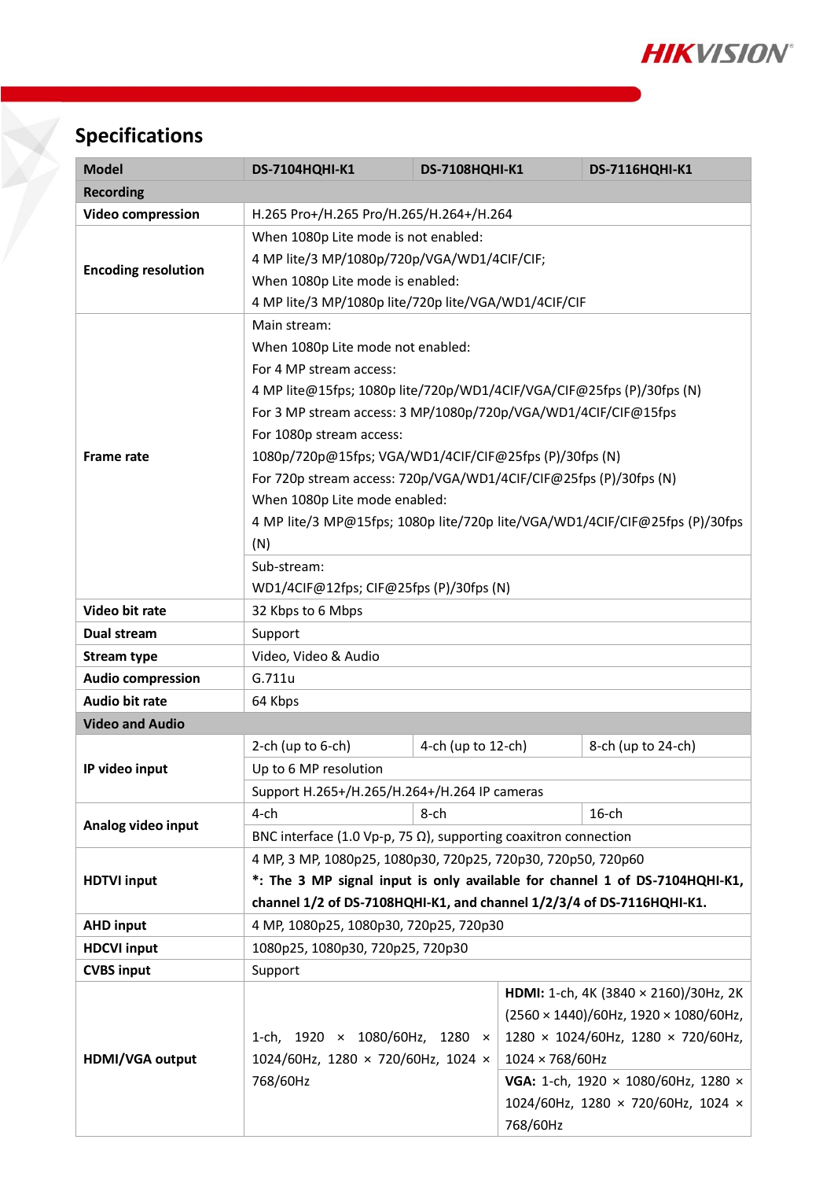## Specifications

| Model | DS-7104HQHI-K1 | DS-7108HQHI-K1 | DS-7116HQHI-K1 |
|---|---|---|---|
| **Recording** | | | |
| **Video compression** | H.265 Pro+/H.265 Pro/H.264+/H.264 | | |
| **Encoding resolution** | When 1080p Lite mode is not enabled:<br>4 MP lite/3 MP/1080p/720p/VGA/WD1/4CIF/CIF;<br>When 1080p Lite mode is enabled:<br>4 MP lite/3 MP/1080p lite/720p lite/VGA/WD1/4CIF/CIF | | |
| **Frame rate** | Main stream:<br>When 1080p Lite mode not enabled:<br>For 4 MP stream access:<br>4 MP lite@15fps; 1080p lite/720p/WD1/4CIF/VGA/CIF@25fps (P)/30fps (N)<br>For 3 MP stream access: 3 MP/1080p/720p/VGA/WD1/4CIF/CIF@15fps<br>For 1080p stream access:<br>1080p/720p@15fps; VGA/WD1/4CIF/CIF@25fps (P)/30fps (N)<br>For 720p stream access: 720p/VGA/WD1/4CIF/CIF@25fps (P)/30fps (N)<br>When 1080p Lite mode enabled:<br>4 MP lite/3 MP@15fps; 1080p lite/720p lite/VGA/WD1/4CIF/CIF@25fps (P)/30fps (N) | | |
| | Sub-stream:<br>WD1/4CIF@12fps; CIF@25fps (P)/30fps (N) | | |
| **Video bit rate** | 32 Kbps to 6 Mbps | | |
| **Dual stream** | Support | | |
| **Stream type** | Video, Video & Audio | | |
| **Audio compression** | G.711u | | |
| **Audio bit rate** | 64 Kbps | | |
| **Video and Audio** | | | |
| **IP video input** | 2-ch (up to 6-ch) | 4-ch (up to 12-ch) | 8-ch (up to 24-ch) |
| | Up to 6 MP resolution | | |
| | Support H.265+/H.265/H.264+/H.264 IP cameras | | |
| **Analog video input** | 4-ch | 8-ch | 16-ch |
| | BNC interface (1.0 Vp-p, 75 Ω), supporting coaxitron connection | | |
| **HDTVI input** | 4 MP, 3 MP, 1080p25, 1080p30, 720p25, 720p30, 720p50, 720p60<br>**\*: The 3 MP signal input is only available for channel 1 of DS-7104HQHI-K1, channel 1/2 of DS-7108HQHI-K1, and channel 1/2/3/4 of DS-7116HQHI-K1.** | | |
| **AHD input** | 4 MP, 1080p25, 1080p30, 720p25, 720p30 | | |
| **HDCVI input** | 1080p25, 1080p30, 720p25, 720p30 | | |
| **CVBS input** | Support | | |
| **HDMI/VGA output** | 1-ch, 1920 × 1080/60Hz, 1280 × 1024/60Hz, 1280 × 720/60Hz, 1024 × 768/60Hz | | **HDMI:** 1-ch, 4K (3840 × 2160)/30Hz, 2K (2560 × 1440)/60Hz, 1920 × 1080/60Hz, 1280 × 1024/60Hz, 1280 × 720/60Hz, 1024 × 768/60Hz<br>**VGA:** 1-ch, 1920 × 1080/60Hz, 1280 × 1024/60Hz, 1280 × 720/60Hz, 1024 × 768/60Hz |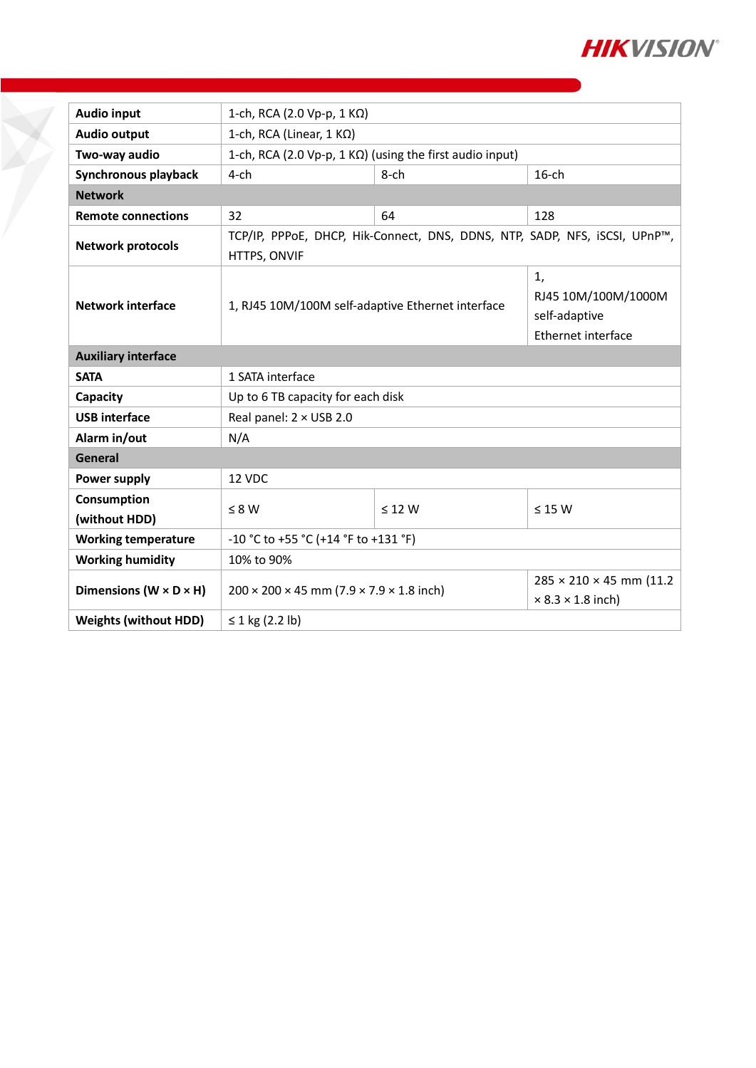| | | | |
|---|---|---|---|
| **Audio input** | 1-ch, RCA (2.0 Vp-p, 1 KΩ) | | |
| **Audio output** | 1-ch, RCA (Linear, 1 KΩ) | | |
| **Two-way audio** | 1-ch, RCA (2.0 Vp-p, 1 KΩ) (using the first audio input) | | |
| **Synchronous playback** | 4-ch | 8-ch | 16-ch |
| **Network** | | | |
| **Remote connections** | 32 | 64 | 128 |
| **Network protocols** | TCP/IP, PPPoE, DHCP, Hik-Connect, DNS, DDNS, NTP, SADP, NFS, iSCSI, UPnP™, HTTPS, ONVIF | | |
| **Network interface** | 1, RJ45 10M/100M self-adaptive Ethernet interface | | 1, RJ45 10M/100M/1000M self-adaptive Ethernet interface |
| **Auxiliary interface** | | | |
| **SATA** | 1 SATA interface | | |
| **Capacity** | Up to 6 TB capacity for each disk | | |
| **USB interface** | Real panel: 2 × USB 2.0 | | |
| **Alarm in/out** | N/A | | |
| **General** | | | |
| **Power supply** | 12 VDC | | |
| **Consumption (without HDD)** | ≤ 8 W | ≤ 12 W | ≤ 15 W |
| **Working temperature** | -10 °C to +55 °C (+14 °F to +131 °F) | | |
| **Working humidity** | 10% to 90% | | |
| **Dimensions (W × D × H)** | 200 × 200 × 45 mm (7.9 × 7.9 × 1.8 inch) | | 285 × 210 × 45 mm (11.2 × 8.3 × 1.8 inch) |
| **Weights (without HDD)** | ≤ 1 kg (2.2 lb) | | |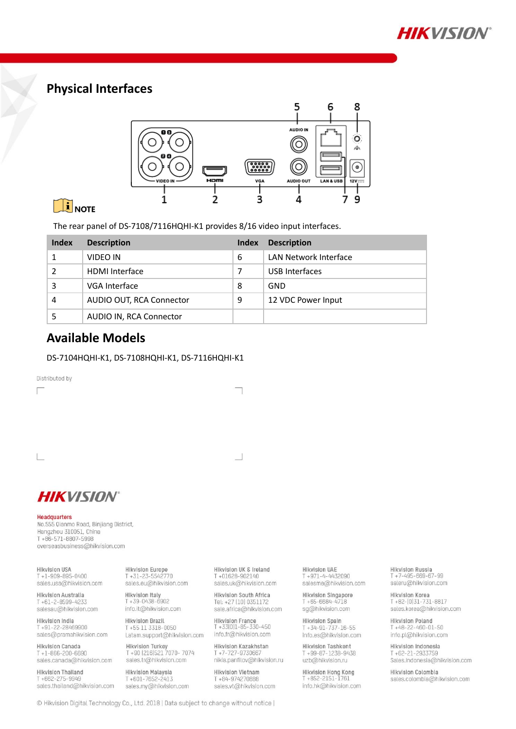## Physical Interfaces

5 6 8

AUDIO IN

VIDEO IN HDMI VGA AUDIO OUT LAN & USB 12V

1 2 3 4 7 9

NOTE

The rear panel of DS-7108/7116HQHI-K1 provides 8/16 video input interfaces.

| Index | Description | Index | Description |
|---|---|---|---|
| 1 | VIDEO IN | 6 | LAN Network Interface |
| 2 | HDMI Interface | 7 | USB Interfaces |
| 3 | VGA Interface | 8 | GND |
| 4 | AUDIO OUT, RCA Connector | 9 | 12 VDC Power Input |
| 5 | AUDIO IN, RCA Connector | | |

## Available Models

DS-7104HQHI-K1, DS-7108HQHI-K1, DS-7116HQHI-K1

Distributed by

**HIKVISION**

**Headquarters**
No.555 Qianmo Road, Binjiang District,
Hangzhou 310051, China
T +86-571-8807-5998
overseasbusiness@hikvision.com

Hikvision USA
T +1-909-895-0400
sales.usa@hikvision.com

Hikvision Australia
T +61-2-8599-4233
salesau@hikvision.com

Hikvision India
T +91-22-28469900
sales@pramahikvision.com

Hikvision Canada
T +1-866-200-6690
sales.canada@hikvision.com

Hikvision Thailand
T +662-275-9949
sales.thailand@hikvision.com

Hikvision Europe
T +31-23-5542770
sales.eu@hikvision.com

Hikvision Italy
T +39-0438-6902
info.it@hikvision.com

Hikvision Brazil
T +55 11 3318-0050
Latam.support@hikvision.com

Hikvision Turkey
T +90 (216)521 7070- 7074
sales.tr@hikvision.com

Hikvision Malaysia
T +601-7652-2413
sales.my@hikvision.com

Hikvision UK & Ireland
T +01628-902140
sales.uk@hikvision.com

Hikvision South Africa
Tel: +27 (10) 0351172
sale.africa@hikvision.com

Hikvision France
T +33(0)1-85-330-450
info.fr@hikvision.com

Hikvision Kazakhstan
T +7-727-9730667
nikia.panfilov@hikvision.ru

Hikvision Vietnam
T +84-974270888
sales.vt@hikvision.com

Hikvision UAE
T +971-4-4432090
salesme@hikvision.com

Hikvision Singapore
T +65-6684-4718
sg@hikvision.com

Hikvision Spain
T +34-91-737-16-55
info.es@hikvision.com

Hikvision Tashkent
T +99-87-1238-9438
uzb@hikvision.ru

Hikvision Hong Kong
T +852-2151-1761
info.hk@hikvision.com

Hikvision Russia
T +7-495-669-67-99
saleru@hikvision.com

Hikvision Korea
T +82-(0)31-731-8817
sales.korea@hikvision.com

Hikvision Poland
T +48-22-460-01-50
info.pl@hikvision.com

Hikvision Indonesia
T +62-21-2933759
Sales.Indonesia@hikvision.com

Hikvision Colombia
sales.colombia@hikvision.com

© Hikvision Digital Technology Co., Ltd. 2018 | Data subject to change without notice |